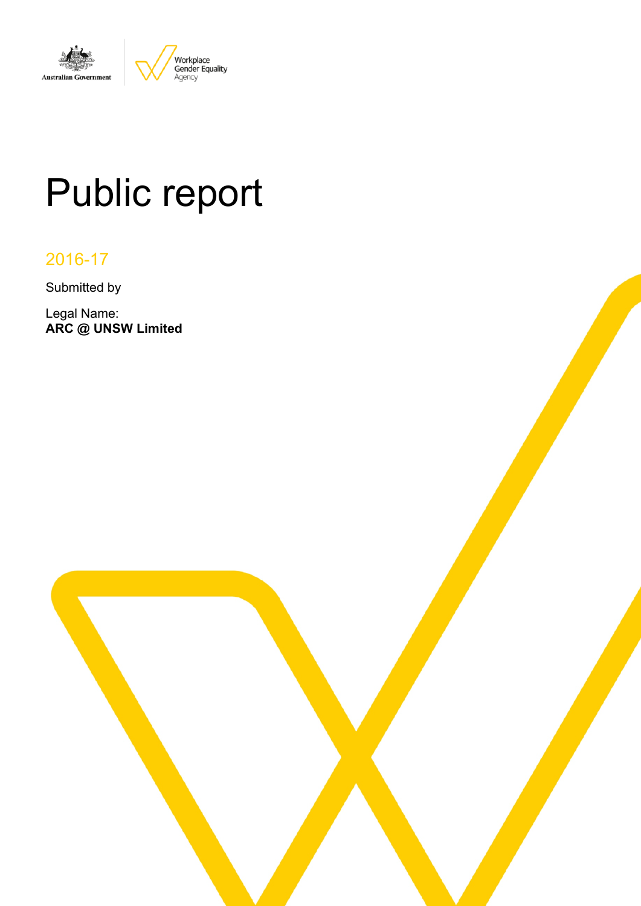# Public report

2016-17

Submitted by

Legal Name:
**ARC @ UNSW Limited**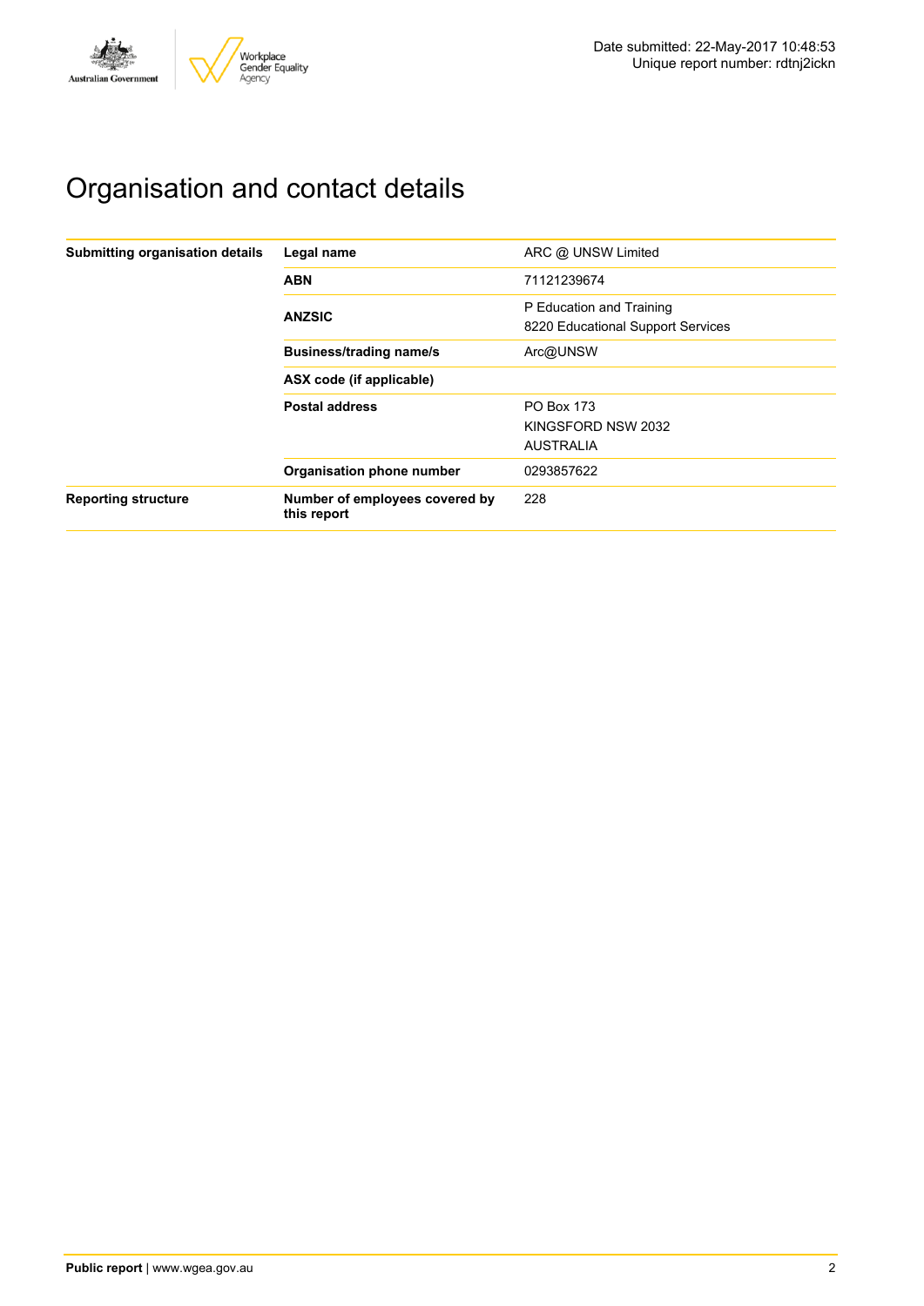Date submitted: 22-May-2017 10:48:53
Unique report number: rdtnj2ickn

# Organisation and contact details

| | | |
|---|---|---|
| **Submitting organisation details** | **Legal name** | ARC @ UNSW Limited |
| | **ABN** | 71121239674 |
| | **ANZSIC** | P Education and Training<br>8220 Educational Support Services |
| | **Business/trading name/s** | Arc@UNSW |
| | **ASX code (if applicable)** | |
| | **Postal address** | PO Box 173<br>KINGSFORD NSW 2032<br>AUSTRALIA |
| | **Organisation phone number** | 0293857622 |
| **Reporting structure** | **Number of employees covered by this report** | 228 |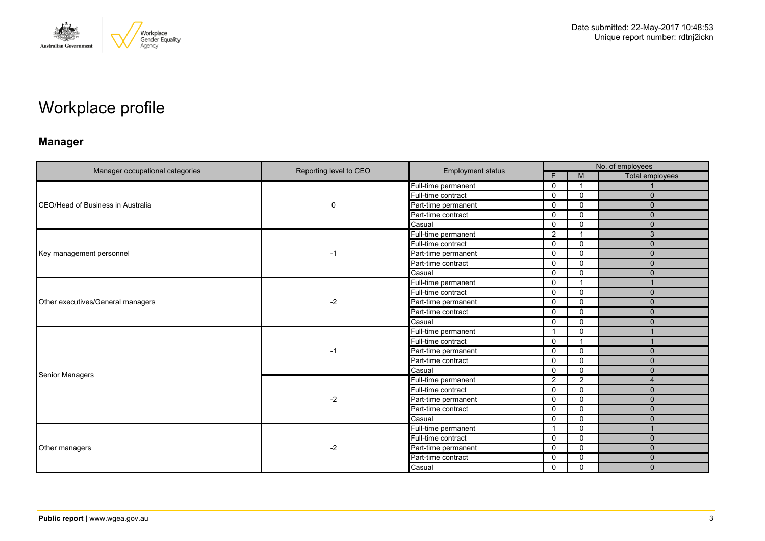Date submitted: 22-May-2017 10:48:53
Unique report number: rdtnj2ickn

# Workplace profile

## Manager

| Manager occupational categories | Reporting level to CEO | Employment status | No. of employees | | |
|---|---|---|---|---|---|
| | | | F | M | Total employees |
| CEO/Head of Business in Australia | 0 | Full-time permanent | 0 | 1 | 1 |
| | | Full-time contract | 0 | 0 | 0 |
| | | Part-time permanent | 0 | 0 | 0 |
| | | Part-time contract | 0 | 0 | 0 |
| | | Casual | 0 | 0 | 0 |
| Key management personnel | -1 | Full-time permanent | 2 | 1 | 3 |
| | | Full-time contract | 0 | 0 | 0 |
| | | Part-time permanent | 0 | 0 | 0 |
| | | Part-time contract | 0 | 0 | 0 |
| | | Casual | 0 | 0 | 0 |
| Other executives/General managers | -2 | Full-time permanent | 0 | 1 | 1 |
| | | Full-time contract | 0 | 0 | 0 |
| | | Part-time permanent | 0 | 0 | 0 |
| | | Part-time contract | 0 | 0 | 0 |
| | | Casual | 0 | 0 | 0 |
| Senior Managers | -1 | Full-time permanent | 1 | 0 | 1 |
| | | Full-time contract | 0 | 1 | 1 |
| | | Part-time permanent | 0 | 0 | 0 |
| | | Part-time contract | 0 | 0 | 0 |
| | | Casual | 0 | 0 | 0 |
| | -2 | Full-time permanent | 2 | 2 | 4 |
| | | Full-time contract | 0 | 0 | 0 |
| | | Part-time permanent | 0 | 0 | 0 |
| | | Part-time contract | 0 | 0 | 0 |
| | | Casual | 0 | 0 | 0 |
| Other managers | -2 | Full-time permanent | 1 | 0 | 1 |
| | | Full-time contract | 0 | 0 | 0 |
| | | Part-time permanent | 0 | 0 | 0 |
| | | Part-time contract | 0 | 0 | 0 |
| | | Casual | 0 | 0 | 0 |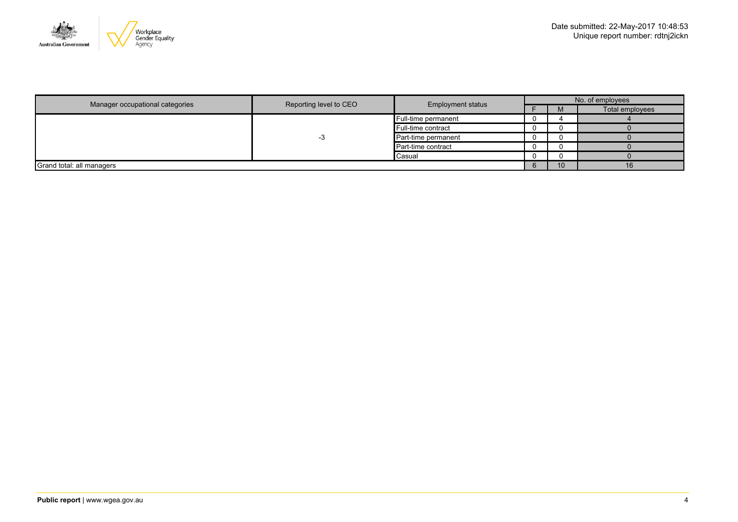Date submitted: 22-May-2017 10:48:53
Unique report number: rdtnj2ickn

| Manager occupational categories | Reporting level to CEO | Employment status | No. of employees | | |
|---|---|---|---|---|---|
| | | | F | M | Total employees |
| | -3 | Full-time permanent | 0 | 4 | 4 |
| | | Full-time contract | 0 | 0 | 0 |
| | | Part-time permanent | 0 | 0 | 0 |
| | | Part-time contract | 0 | 0 | 0 |
| | | Casual | 0 | 0 | 0 |
| Grand total: all managers | | | 6 | 10 | 16 |

**Public report** | www.wgea.gov.au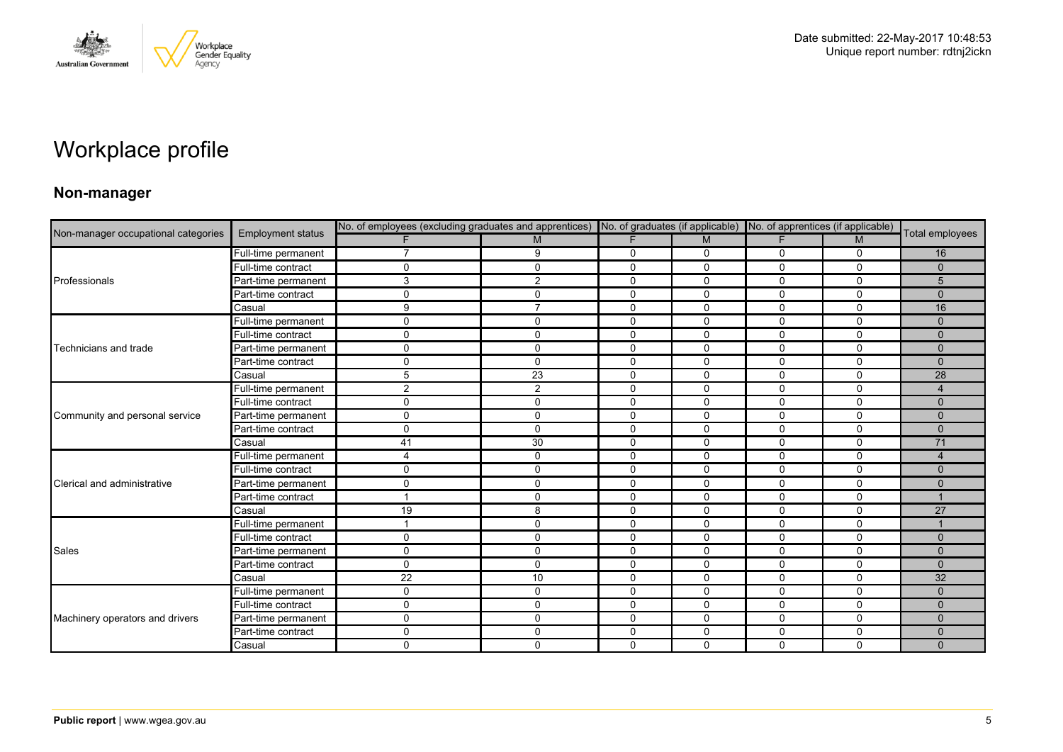Date submitted: 22-May-2017 10:48:53
Unique report number: rdtnj2ickn

# Workplace profile

## Non-manager

| Non-manager occupational categories | Employment status | No. of employees (excluding graduates and apprentices) | | No. of graduates (if applicable) | | No. of apprentices (if applicable) | | Total employees |
|---|---|---|---|---|---|---|---|---|
| | | F | M | F | M | F | M | |
| Professionals | Full-time permanent | 7 | 9 | 0 | 0 | 0 | 0 | 16 |
| | Full-time contract | 0 | 0 | 0 | 0 | 0 | 0 | 0 |
| | Part-time permanent | 3 | 2 | 0 | 0 | 0 | 0 | 5 |
| | Part-time contract | 0 | 0 | 0 | 0 | 0 | 0 | 0 |
| | Casual | 9 | 7 | 0 | 0 | 0 | 0 | 16 |
| Technicians and trade | Full-time permanent | 0 | 0 | 0 | 0 | 0 | 0 | 0 |
| | Full-time contract | 0 | 0 | 0 | 0 | 0 | 0 | 0 |
| | Part-time permanent | 0 | 0 | 0 | 0 | 0 | 0 | 0 |
| | Part-time contract | 0 | 0 | 0 | 0 | 0 | 0 | 0 |
| | Casual | 5 | 23 | 0 | 0 | 0 | 0 | 28 |
| Community and personal service | Full-time permanent | 2 | 2 | 0 | 0 | 0 | 0 | 4 |
| | Full-time contract | 0 | 0 | 0 | 0 | 0 | 0 | 0 |
| | Part-time permanent | 0 | 0 | 0 | 0 | 0 | 0 | 0 |
| | Part-time contract | 0 | 0 | 0 | 0 | 0 | 0 | 0 |
| | Casual | 41 | 30 | 0 | 0 | 0 | 0 | 71 |
| Clerical and administrative | Full-time permanent | 4 | 0 | 0 | 0 | 0 | 0 | 4 |
| | Full-time contract | 0 | 0 | 0 | 0 | 0 | 0 | 0 |
| | Part-time permanent | 0 | 0 | 0 | 0 | 0 | 0 | 0 |
| | Part-time contract | 1 | 0 | 0 | 0 | 0 | 0 | 1 |
| | Casual | 19 | 8 | 0 | 0 | 0 | 0 | 27 |
| Sales | Full-time permanent | 1 | 0 | 0 | 0 | 0 | 0 | 1 |
| | Full-time contract | 0 | 0 | 0 | 0 | 0 | 0 | 0 |
| | Part-time permanent | 0 | 0 | 0 | 0 | 0 | 0 | 0 |
| | Part-time contract | 0 | 0 | 0 | 0 | 0 | 0 | 0 |
| | Casual | 22 | 10 | 0 | 0 | 0 | 0 | 32 |
| Machinery operators and drivers | Full-time permanent | 0 | 0 | 0 | 0 | 0 | 0 | 0 |
| | Full-time contract | 0 | 0 | 0 | 0 | 0 | 0 | 0 |
| | Part-time permanent | 0 | 0 | 0 | 0 | 0 | 0 | 0 |
| | Part-time contract | 0 | 0 | 0 | 0 | 0 | 0 | 0 |
| | Casual | 0 | 0 | 0 | 0 | 0 | 0 | 0 |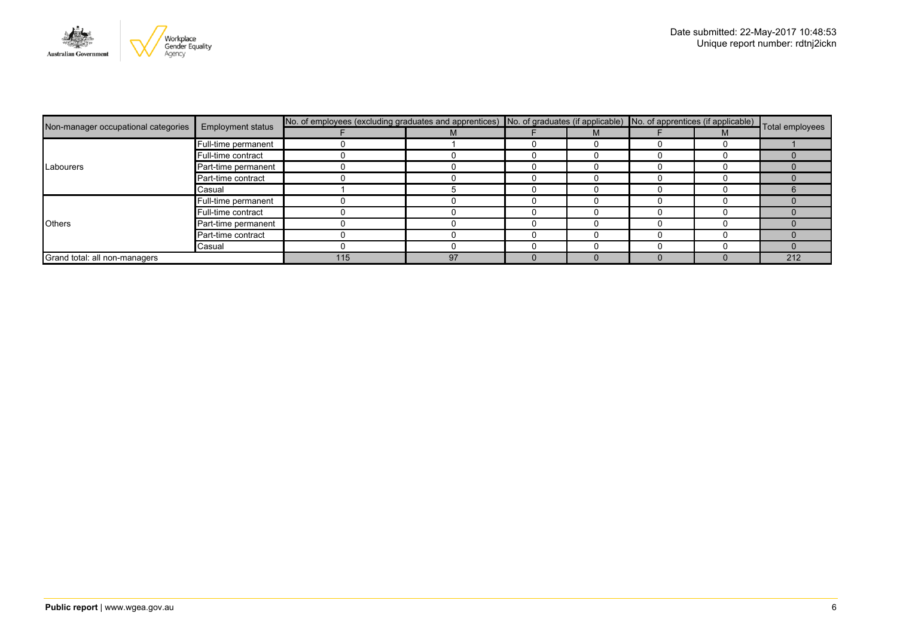| Non-manager occupational categories | Employment status | No. of employees (excluding graduates and apprentices) | | No. of graduates (if applicable) | | No. of apprentices (if applicable) | | Total employees |
|---|---|---|---|---|---|---|---|---|
| | | F | M | F | M | F | M | |
| Labourers | Full-time permanent | 0 | 1 | 0 | 0 | 0 | 0 | 1 |
| | Full-time contract | 0 | 0 | 0 | 0 | 0 | 0 | 0 |
| | Part-time permanent | 0 | 0 | 0 | 0 | 0 | 0 | 0 |
| | Part-time contract | 0 | 0 | 0 | 0 | 0 | 0 | 0 |
| | Casual | 1 | 5 | 0 | 0 | 0 | 0 | 6 |
| Others | Full-time permanent | 0 | 0 | 0 | 0 | 0 | 0 | 0 |
| | Full-time contract | 0 | 0 | 0 | 0 | 0 | 0 | 0 |
| | Part-time permanent | 0 | 0 | 0 | 0 | 0 | 0 | 0 |
| | Part-time contract | 0 | 0 | 0 | 0 | 0 | 0 | 0 |
| | Casual | 0 | 0 | 0 | 0 | 0 | 0 | 0 |
| Grand total: all non-managers | | 115 | 97 | 0 | 0 | 0 | 0 | 212 |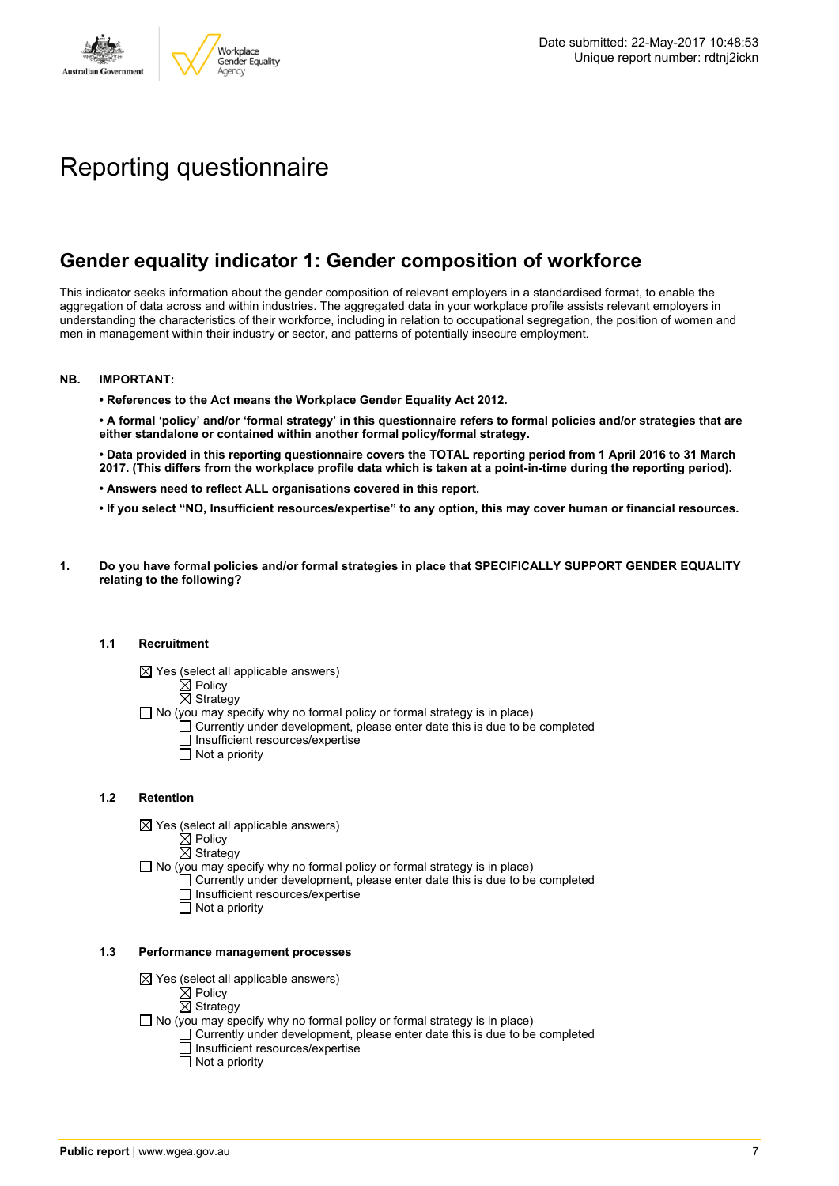# Reporting questionnaire

## Gender equality indicator 1: Gender composition of workforce

This indicator seeks information about the gender composition of relevant employers in a standardised format, to enable the aggregation of data across and within industries. The aggregated data in your workplace profile assists relevant employers in understanding the characteristics of their workforce, including in relation to occupational segregation, the position of women and men in management within their industry or sector, and patterns of potentially insecure employment.

**NB. IMPORTANT:**

- **References to the Act means the Workplace Gender Equality Act 2012.**
- **A formal 'policy' and/or 'formal strategy' in this questionnaire refers to formal policies and/or strategies that are either standalone or contained within another formal policy/formal strategy.**
- **Data provided in this reporting questionnaire covers the TOTAL reporting period from 1 April 2016 to 31 March 2017. (This differs from the workplace profile data which is taken at a point-in-time during the reporting period).**
- **Answers need to reflect ALL organisations covered in this report.**
- **If you select "NO, Insufficient resources/expertise" to any option, this may cover human or financial resources.**

**1. Do you have formal policies and/or formal strategies in place that SPECIFICALLY SUPPORT GENDER EQUALITY relating to the following?**

**1.1 Recruitment**

- ☒ Yes (select all applicable answers)
  - ☒ Policy
  - ☒ Strategy
- ☐ No (you may specify why no formal policy or formal strategy is in place)
  - ☐ Currently under development, please enter date this is due to be completed
  - ☐ Insufficient resources/expertise
  - ☐ Not a priority

**1.2 Retention**

- ☒ Yes (select all applicable answers)
  - ☒ Policy
  - ☒ Strategy
- ☐ No (you may specify why no formal policy or formal strategy is in place)
  - ☐ Currently under development, please enter date this is due to be completed
  - ☐ Insufficient resources/expertise
  - ☐ Not a priority

**1.3 Performance management processes**

- ☒ Yes (select all applicable answers)
  - ☒ Policy
  - ☒ Strategy
- ☐ No (you may specify why no formal policy or formal strategy is in place)
  - ☐ Currently under development, please enter date this is due to be completed
  - ☐ Insufficient resources/expertise
  - ☐ Not a priority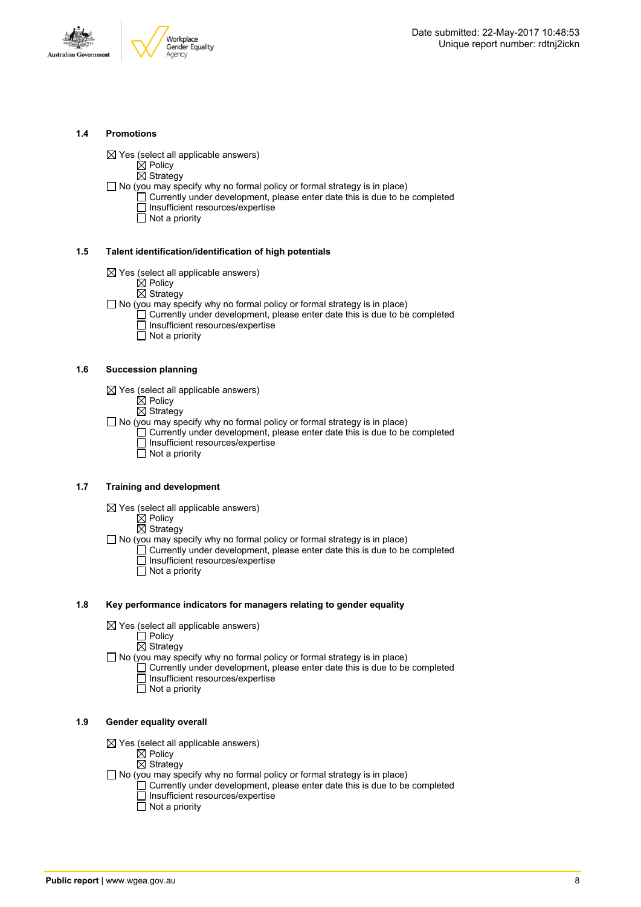### 1.4 Promotions

- ☒ Yes (select all applicable answers)
  - ☒ Policy
  - ☒ Strategy
- ☐ No (you may specify why no formal policy or formal strategy is in place)
  - ☐ Currently under development, please enter date this is due to be completed
  - ☐ Insufficient resources/expertise
  - ☐ Not a priority

### 1.5 Talent identification/identification of high potentials

- ☒ Yes (select all applicable answers)
  - ☒ Policy
  - ☒ Strategy
- ☐ No (you may specify why no formal policy or formal strategy is in place)
  - ☐ Currently under development, please enter date this is due to be completed
  - ☐ Insufficient resources/expertise
  - ☐ Not a priority

### 1.6 Succession planning

- ☒ Yes (select all applicable answers)
  - ☒ Policy
  - ☒ Strategy
- ☐ No (you may specify why no formal policy or formal strategy is in place)
  - ☐ Currently under development, please enter date this is due to be completed
  - ☐ Insufficient resources/expertise
  - ☐ Not a priority

### 1.7 Training and development

- ☒ Yes (select all applicable answers)
  - ☒ Policy
  - ☒ Strategy
- ☐ No (you may specify why no formal policy or formal strategy is in place)
  - ☐ Currently under development, please enter date this is due to be completed
  - ☐ Insufficient resources/expertise
  - ☐ Not a priority

### 1.8 Key performance indicators for managers relating to gender equality

- ☒ Yes (select all applicable answers)
  - ☐ Policy
  - ☒ Strategy
- ☐ No (you may specify why no formal policy or formal strategy is in place)
  - ☐ Currently under development, please enter date this is due to be completed
  - ☐ Insufficient resources/expertise
  - ☐ Not a priority

### 1.9 Gender equality overall

- ☒ Yes (select all applicable answers)
  - ☒ Policy
  - ☒ Strategy
- ☐ No (you may specify why no formal policy or formal strategy is in place)
  - ☐ Currently under development, please enter date this is due to be completed
  - ☐ Insufficient resources/expertise
  - ☐ Not a priority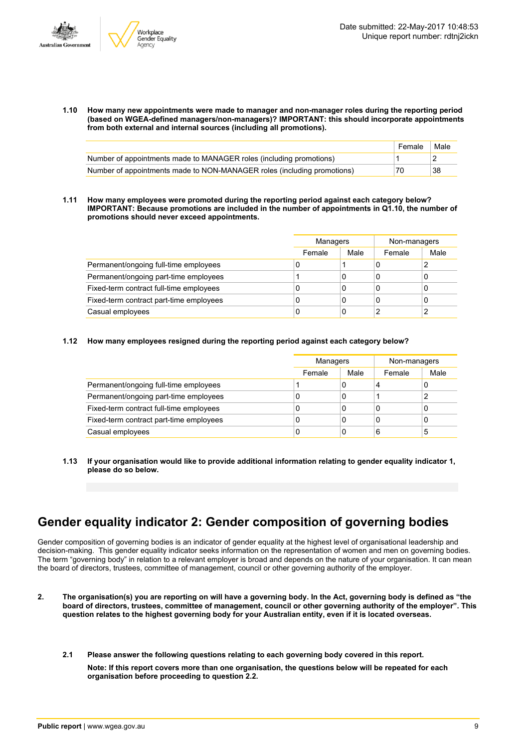**1.10 How many new appointments were made to manager and non-manager roles during the reporting period (based on WGEA-defined managers/non-managers)? IMPORTANT: this should incorporate appointments from both external and internal sources (including all promotions).**

| | Female | Male |
|---|---|---|
| Number of appointments made to MANAGER roles (including promotions) | 1 | 2 |
| Number of appointments made to NON-MANAGER roles (including promotions) | 70 | 38 |

**1.11 How many employees were promoted during the reporting period against each category below? IMPORTANT: Because promotions are included in the number of appointments in Q1.10, the number of promotions should never exceed appointments.**

| | Managers | | Non-managers | |
|---|---|---|---|---|
| | Female | Male | Female | Male |
| Permanent/ongoing full-time employees | 0 | 1 | 0 | 2 |
| Permanent/ongoing part-time employees | 1 | 0 | 0 | 0 |
| Fixed-term contract full-time employees | 0 | 0 | 0 | 0 |
| Fixed-term contract part-time employees | 0 | 0 | 0 | 0 |
| Casual employees | 0 | 0 | 2 | 2 |

**1.12 How many employees resigned during the reporting period against each category below?**

| | Managers | | Non-managers | |
|---|---|---|---|---|
| | Female | Male | Female | Male |
| Permanent/ongoing full-time employees | 1 | 0 | 4 | 0 |
| Permanent/ongoing part-time employees | 0 | 0 | 1 | 2 |
| Fixed-term contract full-time employees | 0 | 0 | 0 | 0 |
| Fixed-term contract part-time employees | 0 | 0 | 0 | 0 |
| Casual employees | 0 | 0 | 6 | 5 |

**1.13 If your organisation would like to provide additional information relating to gender equality indicator 1, please do so below.**

# Gender equality indicator 2: Gender composition of governing bodies

Gender composition of governing bodies is an indicator of gender equality at the highest level of organisational leadership and decision-making. This gender equality indicator seeks information on the representation of women and men on governing bodies. The term "governing body" in relation to a relevant employer is broad and depends on the nature of your organisation. It can mean the board of directors, trustees, committee of management, council or other governing authority of the employer.

**2. The organisation(s) you are reporting on will have a governing body. In the Act, governing body is defined as "the board of directors, trustees, committee of management, council or other governing authority of the employer". This question relates to the highest governing body for your Australian entity, even if it is located overseas.**

**2.1 Please answer the following questions relating to each governing body covered in this report.**

**Note: If this report covers more than one organisation, the questions below will be repeated for each organisation before proceeding to question 2.2.**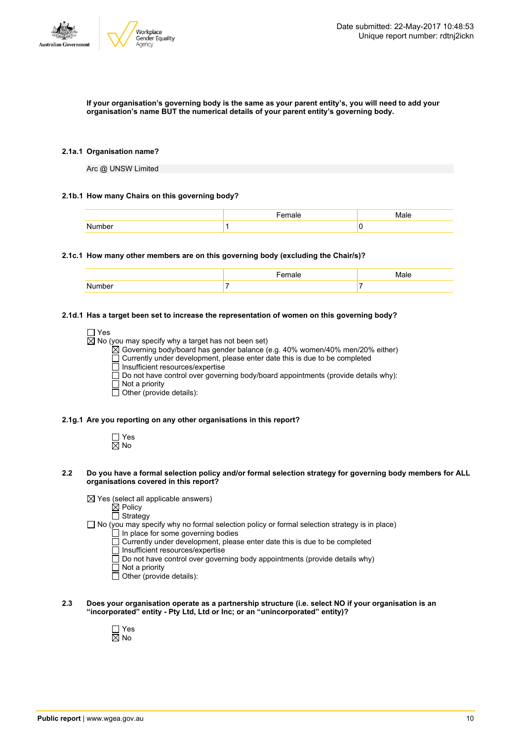**If your organisation's governing body is the same as your parent entity's, you will need to add your organisation's name BUT the numerical details of your parent entity's governing body.**

**2.1a.1 Organisation name?**

Arc @ UNSW Limited

**2.1b.1 How many Chairs on this governing body?**

| | Female | Male |
|---|---|---|
| Number | 1 | 0 |

**2.1c.1 How many other members are on this governing body (excluding the Chair/s)?**

| | Female | Male |
|---|---|---|
| Number | 7 | 7 |

**2.1d.1 Has a target been set to increase the representation of women on this governing body?**

- ☐ Yes
- ☒ No (you may specify why a target has not been set)
  - ☒ Governing body/board has gender balance (e.g. 40% women/40% men/20% either)
  - ☐ Currently under development, please enter date this is due to be completed
  - ☐ Insufficient resources/expertise
  - ☐ Do not have control over governing body/board appointments (provide details why):
  - ☐ Not a priority
  - ☐ Other (provide details):

**2.1g.1 Are you reporting on any other organisations in this report?**

- ☐ Yes
- ☒ No

**2.2 Do you have a formal selection policy and/or formal selection strategy for governing body members for ALL organisations covered in this report?**

- ☒ Yes (select all applicable answers)
  - ☒ Policy
  - ☐ Strategy
- ☐ No (you may specify why no formal selection policy or formal selection strategy is in place)
  - ☐ In place for some governing bodies
  - ☐ Currently under development, please enter date this is due to be completed
  - ☐ Insufficient resources/expertise
  - ☐ Do not have control over governing body appointments (provide details why)
  - ☐ Not a priority
  - ☐ Other (provide details):

**2.3 Does your organisation operate as a partnership structure (i.e. select NO if your organisation is an "incorporated" entity - Pty Ltd, Ltd or Inc; or an "unincorporated" entity)?**

- ☐ Yes
- ☒ No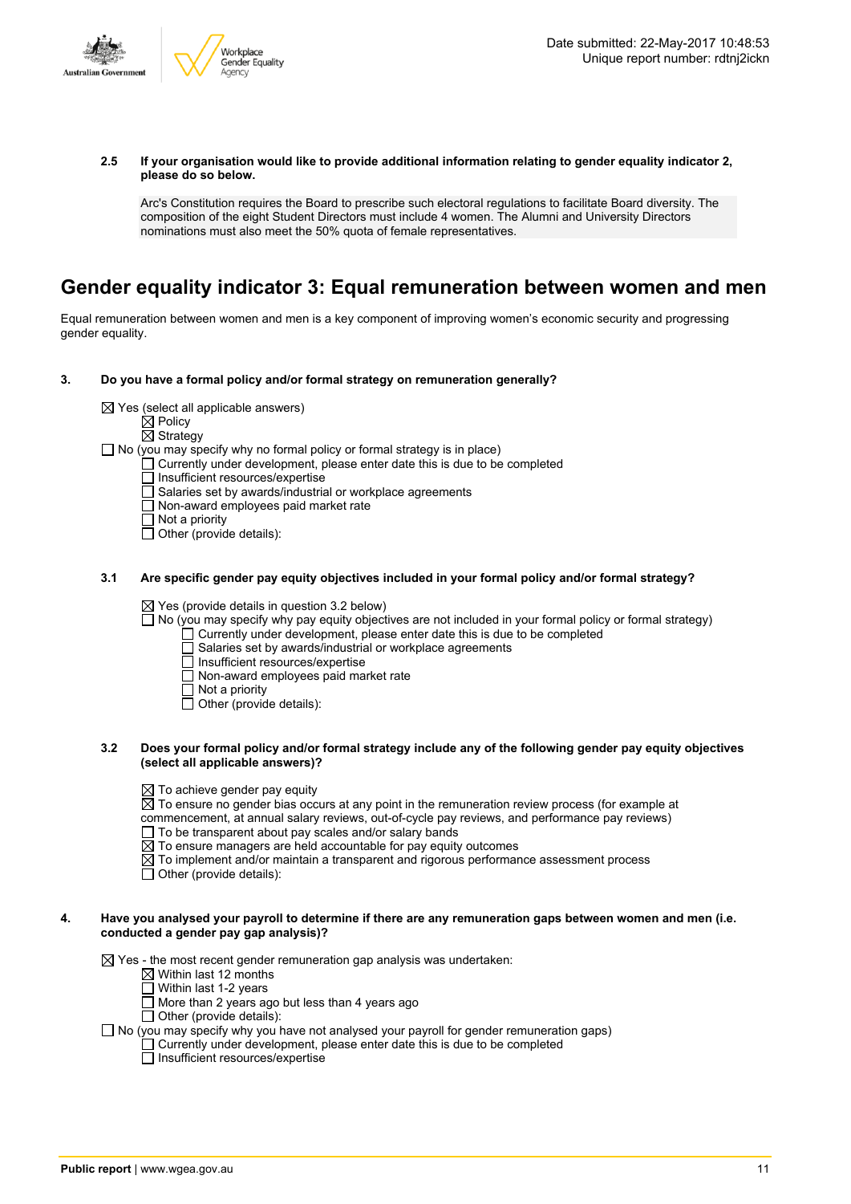**2.5 If your organisation would like to provide additional information relating to gender equality indicator 2, please do so below.**

Arc's Constitution requires the Board to prescribe such electoral regulations to facilitate Board diversity. The composition of the eight Student Directors must include 4 women. The Alumni and University Directors nominations must also meet the 50% quota of female representatives.

# Gender equality indicator 3: Equal remuneration between women and men

Equal remuneration between women and men is a key component of improving women's economic security and progressing gender equality.

**3. Do you have a formal policy and/or formal strategy on remuneration generally?**

☒ Yes (select all applicable answers)
- ☒ Policy
- ☒ Strategy

☐ No (you may specify why no formal policy or formal strategy is in place)
- ☐ Currently under development, please enter date this is due to be completed
- ☐ Insufficient resources/expertise
- ☐ Salaries set by awards/industrial or workplace agreements
- ☐ Non-award employees paid market rate
- ☐ Not a priority
- ☐ Other (provide details):

**3.1 Are specific gender pay equity objectives included in your formal policy and/or formal strategy?**

☒ Yes (provide details in question 3.2 below)

☐ No (you may specify why pay equity objectives are not included in your formal policy or formal strategy)
- ☐ Currently under development, please enter date this is due to be completed
- ☐ Salaries set by awards/industrial or workplace agreements
- ☐ Insufficient resources/expertise
- ☐ Non-award employees paid market rate
- ☐ Not a priority
- ☐ Other (provide details):

**3.2 Does your formal policy and/or formal strategy include any of the following gender pay equity objectives (select all applicable answers)?**

☒ To achieve gender pay equity

☒ To ensure no gender bias occurs at any point in the remuneration review process (for example at commencement, at annual salary reviews, out-of-cycle pay reviews, and performance pay reviews)

☐ To be transparent about pay scales and/or salary bands

☒ To ensure managers are held accountable for pay equity outcomes

☒ To implement and/or maintain a transparent and rigorous performance assessment process

☐ Other (provide details):

**4. Have you analysed your payroll to determine if there are any remuneration gaps between women and men (i.e. conducted a gender pay gap analysis)?**

☒ Yes - the most recent gender remuneration gap analysis was undertaken:
- ☒ Within last 12 months
- ☐ Within last 1-2 years
- ☐ More than 2 years ago but less than 4 years ago
- ☐ Other (provide details):

☐ No (you may specify why you have not analysed your payroll for gender remuneration gaps)
- ☐ Currently under development, please enter date this is due to be completed
- ☐ Insufficient resources/expertise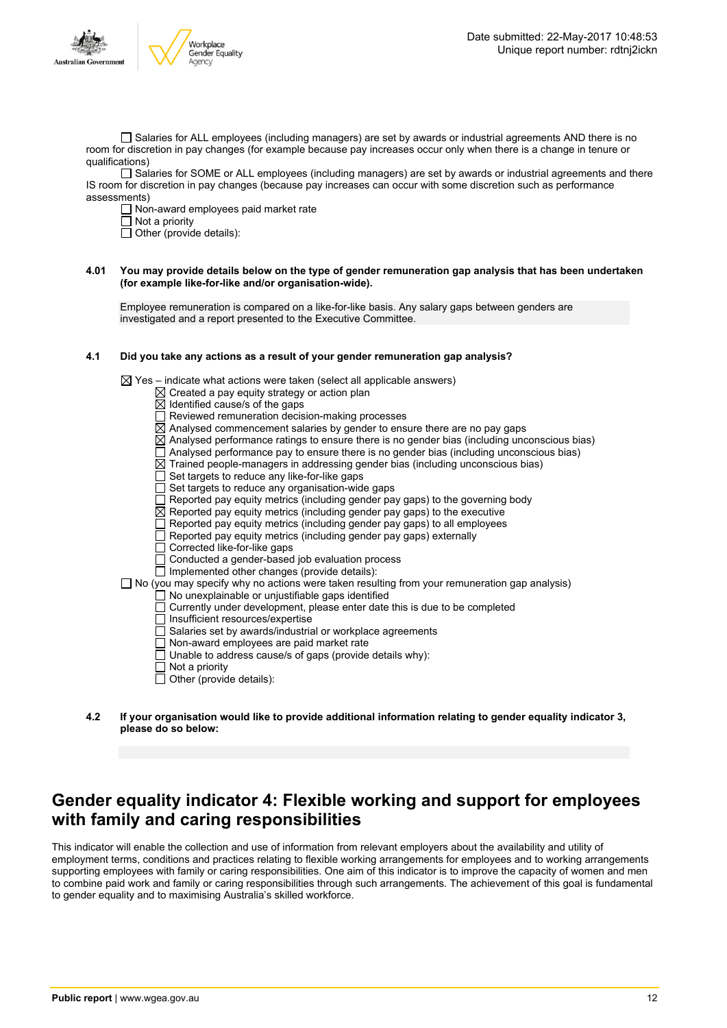☐ Salaries for ALL employees (including managers) are set by awards or industrial agreements AND there is no room for discretion in pay changes (for example because pay increases occur only when there is a change in tenure or qualifications)

☐ Salaries for SOME or ALL employees (including managers) are set by awards or industrial agreements and there IS room for discretion in pay changes (because pay increases can occur with some discretion such as performance assessments)

☐ Non-award employees paid market rate

☐ Not a priority

☐ Other (provide details):

**4.01 You may provide details below on the type of gender remuneration gap analysis that has been undertaken (for example like-for-like and/or organisation-wide).**

Employee remuneration is compared on a like-for-like basis. Any salary gaps between genders are investigated and a report presented to the Executive Committee.

**4.1 Did you take any actions as a result of your gender remuneration gap analysis?**

☒ Yes – indicate what actions were taken (select all applicable answers)

- ☒ Created a pay equity strategy or action plan
- ☒ Identified cause/s of the gaps
- ☐ Reviewed remuneration decision-making processes
- ☒ Analysed commencement salaries by gender to ensure there are no pay gaps
- ☒ Analysed performance ratings to ensure there is no gender bias (including unconscious bias)
- ☐ Analysed performance pay to ensure there is no gender bias (including unconscious bias)
- ☒ Trained people-managers in addressing gender bias (including unconscious bias)
- ☐ Set targets to reduce any like-for-like gaps
- ☐ Set targets to reduce any organisation-wide gaps
- ☐ Reported pay equity metrics (including gender pay gaps) to the governing body
- ☒ Reported pay equity metrics (including gender pay gaps) to the executive
- ☐ Reported pay equity metrics (including gender pay gaps) to all employees
- ☐ Reported pay equity metrics (including gender pay gaps) externally
- ☐ Corrected like-for-like gaps
- ☐ Conducted a gender-based job evaluation process
- ☐ Implemented other changes (provide details):

☐ No (you may specify why no actions were taken resulting from your remuneration gap analysis)

- ☐ No unexplainable or unjustifiable gaps identified
- ☐ Currently under development, please enter date this is due to be completed
- ☐ Insufficient resources/expertise
- ☐ Salaries set by awards/industrial or workplace agreements
- ☐ Non-award employees are paid market rate
- ☐ Unable to address cause/s of gaps (provide details why):
- ☐ Not a priority
- ☐ Other (provide details):

**4.2 If your organisation would like to provide additional information relating to gender equality indicator 3, please do so below:**

## Gender equality indicator 4: Flexible working and support for employees with family and caring responsibilities

This indicator will enable the collection and use of information from relevant employers about the availability and utility of employment terms, conditions and practices relating to flexible working arrangements for employees and to working arrangements supporting employees with family or caring responsibilities. One aim of this indicator is to improve the capacity of women and men to combine paid work and family or caring responsibilities through such arrangements. The achievement of this goal is fundamental to gender equality and to maximising Australia's skilled workforce.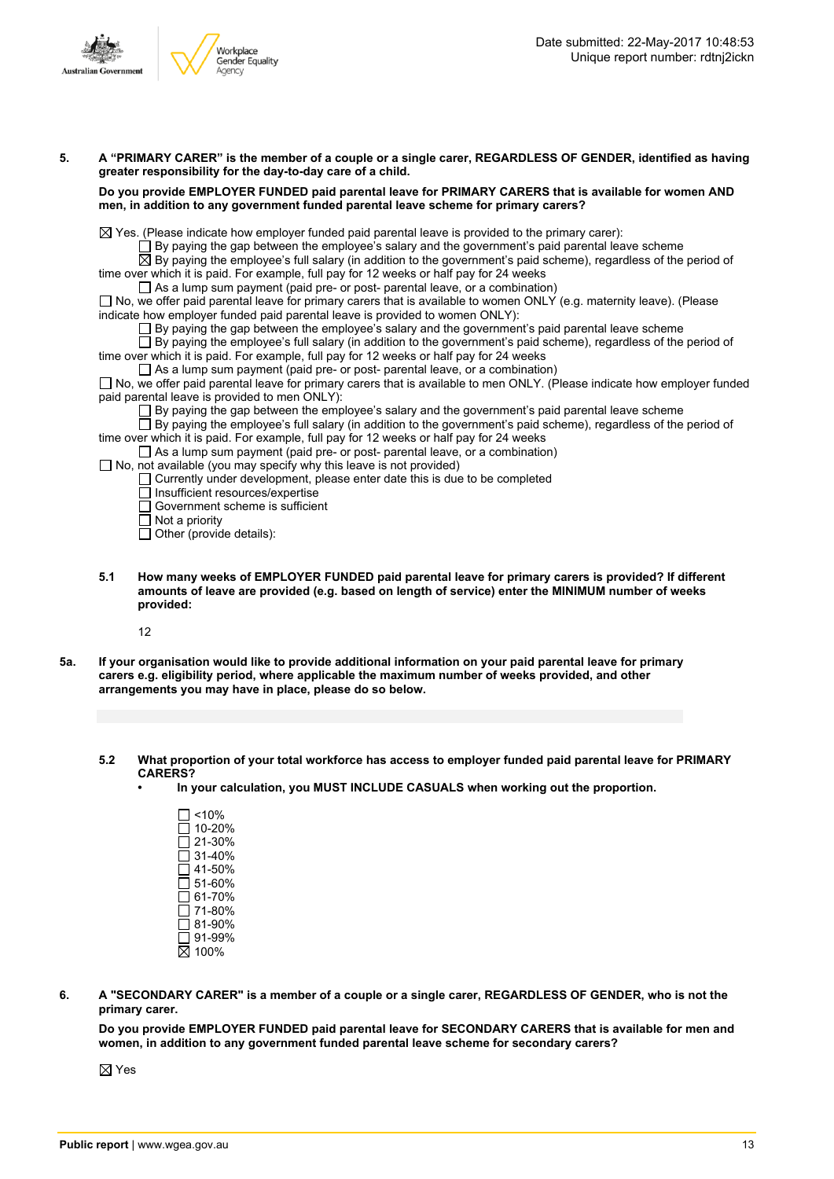**5. A "PRIMARY CARER" is the member of a couple or a single carer, REGARDLESS OF GENDER, identified as having greater responsibility for the day-to-day care of a child.**

**Do you provide EMPLOYER FUNDED paid parental leave for PRIMARY CARERS that is available for women AND men, in addition to any government funded parental leave scheme for primary carers?**

☒ Yes. (Please indicate how employer funded paid parental leave is provided to the primary carer):
- ☐ By paying the gap between the employee's salary and the government's paid parental leave scheme
- ☒ By paying the employee's full salary (in addition to the government's paid scheme), regardless of the period of time over which it is paid. For example, full pay for 12 weeks or half pay for 24 weeks
- ☐ As a lump sum payment (paid pre- or post- parental leave, or a combination)

☐ No, we offer paid parental leave for primary carers that is available to women ONLY (e.g. maternity leave). (Please indicate how employer funded paid parental leave is provided to women ONLY):
- ☐ By paying the gap between the employee's salary and the government's paid parental leave scheme
- ☐ By paying the employee's full salary (in addition to the government's paid scheme), regardless of the period of time over which it is paid. For example, full pay for 12 weeks or half pay for 24 weeks
- ☐ As a lump sum payment (paid pre- or post- parental leave, or a combination)

☐ No, we offer paid parental leave for primary carers that is available to men ONLY. (Please indicate how employer funded paid parental leave is provided to men ONLY):
- ☐ By paying the gap between the employee's salary and the government's paid parental leave scheme
- ☐ By paying the employee's full salary (in addition to the government's paid scheme), regardless of the period of time over which it is paid. For example, full pay for 12 weeks or half pay for 24 weeks
- ☐ As a lump sum payment (paid pre- or post- parental leave, or a combination)

☐ No, not available (you may specify why this leave is not provided)
- ☐ Currently under development, please enter date this is due to be completed
- ☐ Insufficient resources/expertise
- ☐ Government scheme is sufficient
- ☐ Not a priority
- ☐ Other (provide details):

**5.1 How many weeks of EMPLOYER FUNDED paid parental leave for primary carers is provided? If different amounts of leave are provided (e.g. based on length of service) enter the MINIMUM number of weeks provided:**

12

**5a. If your organisation would like to provide additional information on your paid parental leave for primary carers e.g. eligibility period, where applicable the maximum number of weeks provided, and other arrangements you may have in place, please do so below.**

**5.2 What proportion of your total workforce has access to employer funded paid parental leave for PRIMARY CARERS?**
- **In your calculation, you MUST INCLUDE CASUALS when working out the proportion.**

☐ <10%
☐ 10-20%
☐ 21-30%
☐ 31-40%
☐ 41-50%
☐ 51-60%
☐ 61-70%
☐ 71-80%
☐ 81-90%
☐ 91-99%
☒ 100%

**6. A "SECONDARY CARER" is a member of a couple or a single carer, REGARDLESS OF GENDER, who is not the primary carer.**

**Do you provide EMPLOYER FUNDED paid parental leave for SECONDARY CARERS that is available for men and women, in addition to any government funded parental leave scheme for secondary carers?**

☒ Yes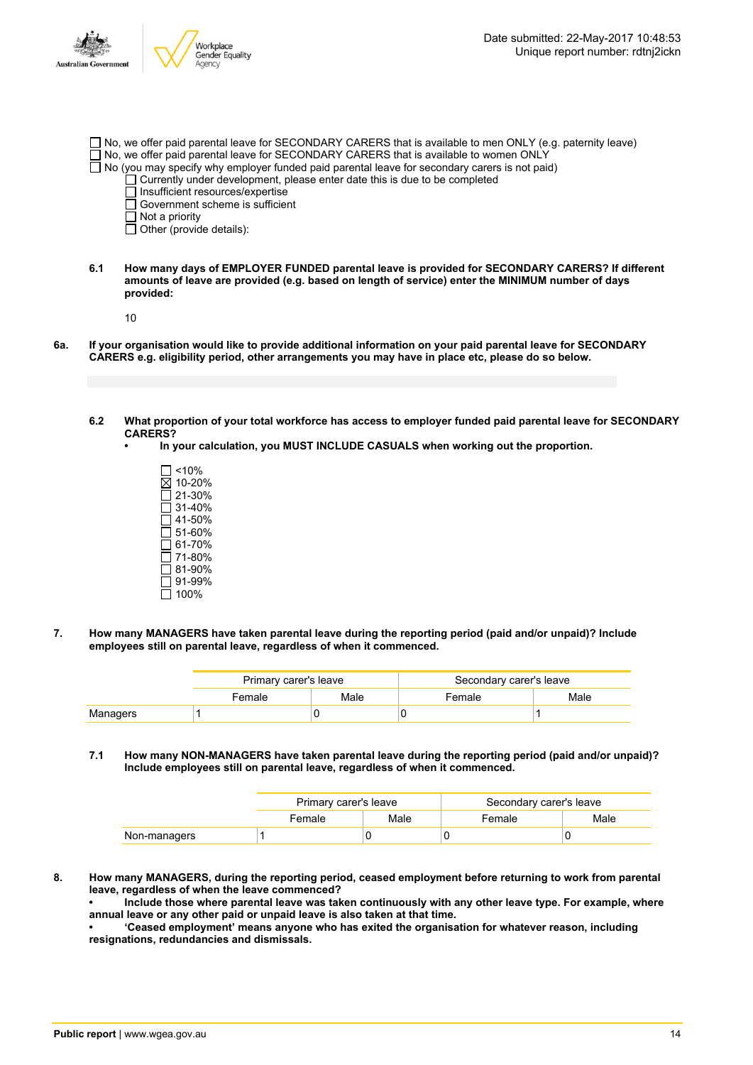- ☐ No, we offer paid parental leave for SECONDARY CARERS that is available to men ONLY (e.g. paternity leave)
- ☐ No, we offer paid parental leave for SECONDARY CARERS that is available to women ONLY
- ☐ No (you may specify why employer funded paid parental leave for secondary carers is not paid)
  - ☐ Currently under development, please enter date this is due to be completed
  - ☐ Insufficient resources/expertise
  - ☐ Government scheme is sufficient
  - ☐ Not a priority
  - ☐ Other (provide details):

**6.1 How many days of EMPLOYER FUNDED parental leave is provided for SECONDARY CARERS? If different amounts of leave are provided (e.g. based on length of service) enter the MINIMUM number of days provided:**

10

**6a. If your organisation would like to provide additional information on your paid parental leave for SECONDARY CARERS e.g. eligibility period, other arrangements you may have in place etc, please do so below.**

**6.2 What proportion of your total workforce has access to employer funded paid parental leave for SECONDARY CARERS?**

- **In your calculation, you MUST INCLUDE CASUALS when working out the proportion.**

- ☐ <10%
- ☒ 10-20%
- ☐ 21-30%
- ☐ 31-40%
- ☐ 41-50%
- ☐ 51-60%
- ☐ 61-70%
- ☐ 71-80%
- ☐ 81-90%
- ☐ 91-99%
- ☐ 100%

**7. How many MANAGERS have taken parental leave during the reporting period (paid and/or unpaid)? Include employees still on parental leave, regardless of when it commenced.**

| | Primary carer's leave | | Secondary carer's leave | |
|---|---|---|---|---|
| | Female | Male | Female | Male |
| Managers | 1 | 0 | 0 | 1 |

**7.1 How many NON-MANAGERS have taken parental leave during the reporting period (paid and/or unpaid)? Include employees still on parental leave, regardless of when it commenced.**

| | Primary carer's leave | | Secondary carer's leave | |
|---|---|---|---|---|
| | Female | Male | Female | Male |
| Non-managers | 1 | 0 | 0 | 0 |

**8. How many MANAGERS, during the reporting period, ceased employment before returning to work from parental leave, regardless of when the leave commenced?**

- **Include those where parental leave was taken continuously with any other leave type. For example, where annual leave or any other paid or unpaid leave is also taken at that time.**
- **'Ceased employment' means anyone who has exited the organisation for whatever reason, including resignations, redundancies and dismissals.**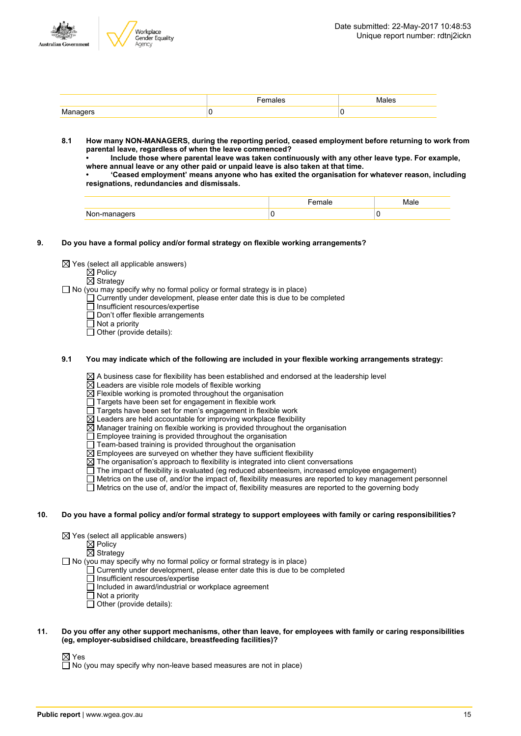|  | Females | Males |
|---|---|---|
| Managers | 0 | 0 |

**8.1 How many NON-MANAGERS, during the reporting period, ceased employment before returning to work from parental leave, regardless of when the leave commenced?**
**• Include those where parental leave was taken continuously with any other leave type. For example, where annual leave or any other paid or unpaid leave is also taken at that time.**
**• 'Ceased employment' means anyone who has exited the organisation for whatever reason, including resignations, redundancies and dismissals.**

|  | Female | Male |
|---|---|---|
| Non-managers | 0 | 0 |

**9. Do you have a formal policy and/or formal strategy on flexible working arrangements?**

- ☒ Yes (select all applicable answers)
  - ☒ Policy
  - ☒ Strategy
- ☐ No (you may specify why no formal policy or formal strategy is in place)
  - ☐ Currently under development, please enter date this is due to be completed
  - ☐ Insufficient resources/expertise
  - ☐ Don't offer flexible arrangements
  - ☐ Not a priority
  - ☐ Other (provide details):

**9.1 You may indicate which of the following are included in your flexible working arrangements strategy:**

- ☒ A business case for flexibility has been established and endorsed at the leadership level
- ☒ Leaders are visible role models of flexible working
- ☒ Flexible working is promoted throughout the organisation
- ☐ Targets have been set for engagement in flexible work
- ☐ Targets have been set for men's engagement in flexible work
- ☒ Leaders are held accountable for improving workplace flexibility
- ☒ Manager training on flexible working is provided throughout the organisation
- ☐ Employee training is provided throughout the organisation
- ☐ Team-based training is provided throughout the organisation
- ☒ Employees are surveyed on whether they have sufficient flexibility
- ☒ The organisation's approach to flexibility is integrated into client conversations
- ☐ The impact of flexibility is evaluated (eg reduced absenteeism, increased employee engagement)
- ☐ Metrics on the use of, and/or the impact of, flexibility measures are reported to key management personnel
- ☐ Metrics on the use of, and/or the impact of, flexibility measures are reported to the governing body

**10. Do you have a formal policy and/or formal strategy to support employees with family or caring responsibilities?**

- ☒ Yes (select all applicable answers)
  - ☒ Policy
  - ☒ Strategy
- ☐ No (you may specify why no formal policy or formal strategy is in place)
  - ☐ Currently under development, please enter date this is due to be completed
  - ☐ Insufficient resources/expertise
  - ☐ Included in award/industrial or workplace agreement
  - ☐ Not a priority
  - ☐ Other (provide details):

**11. Do you offer any other support mechanisms, other than leave, for employees with family or caring responsibilities (eg, employer-subsidised childcare, breastfeeding facilities)?**

- ☒ Yes
- ☐ No (you may specify why non-leave based measures are not in place)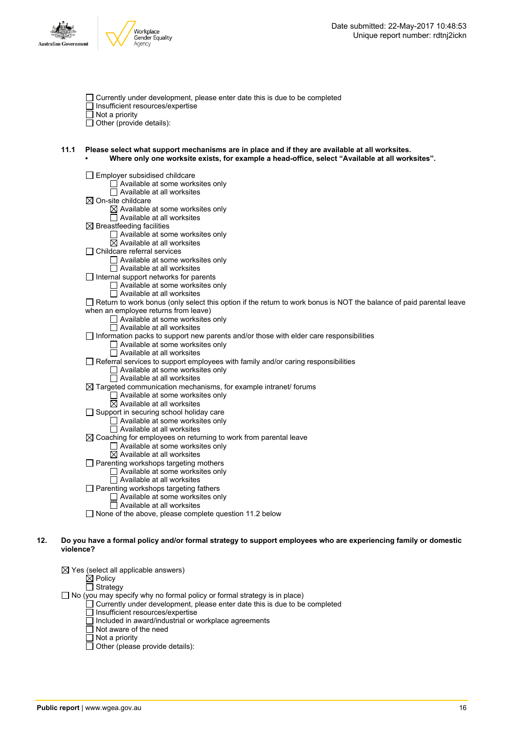Date submitted: 22-May-2017 10:48:53
Unique report number: rdtnj2ickn

- ☐ Currently under development, please enter date this is due to be completed
- ☐ Insufficient resources/expertise
- ☐ Not a priority
- ☐ Other (provide details):

**11.1 Please select what support mechanisms are in place and if they are available at all worksites.**
- **Where only one worksite exists, for example a head-office, select "Available at all worksites".**

- ☐ Employer subsidised childcare
  - ☐ Available at some worksites only
  - ☐ Available at all worksites
- ☒ On-site childcare
  - ☒ Available at some worksites only
  - ☐ Available at all worksites
- ☒ Breastfeeding facilities
  - ☐ Available at some worksites only
  - ☒ Available at all worksites
- ☐ Childcare referral services
  - ☐ Available at some worksites only
  - ☐ Available at all worksites
- ☐ Internal support networks for parents
  - ☐ Available at some worksites only
  - ☐ Available at all worksites
- ☐ Return to work bonus (only select this option if the return to work bonus is NOT the balance of paid parental leave when an employee returns from leave)
  - ☐ Available at some worksites only
  - ☐ Available at all worksites
- ☐ Information packs to support new parents and/or those with elder care responsibilities
  - ☐ Available at some worksites only
  - ☐ Available at all worksites
- ☐ Referral services to support employees with family and/or caring responsibilities
  - ☐ Available at some worksites only
  - ☐ Available at all worksites
- ☒ Targeted communication mechanisms, for example intranet/ forums
  - ☐ Available at some worksites only
  - ☒ Available at all worksites
- ☐ Support in securing school holiday care
  - ☐ Available at some worksites only
  - ☐ Available at all worksites
- ☒ Coaching for employees on returning to work from parental leave
  - ☐ Available at some worksites only
  - ☒ Available at all worksites
- ☐ Parenting workshops targeting mothers
  - ☐ Available at some worksites only
  - ☐ Available at all worksites
- ☐ Parenting workshops targeting fathers
  - ☐ Available at some worksites only
  - ☐ Available at all worksites
- ☐ None of the above, please complete question 11.2 below

**12. Do you have a formal policy and/or formal strategy to support employees who are experiencing family or domestic violence?**

- ☒ Yes (select all applicable answers)
  - ☒ Policy
  - ☐ Strategy
- ☐ No (you may specify why no formal policy or formal strategy is in place)
  - ☐ Currently under development, please enter date this is due to be completed
  - ☐ Insufficient resources/expertise
  - ☐ Included in award/industrial or workplace agreements
  - ☐ Not aware of the need
  - ☐ Not a priority
  - ☐ Other (please provide details):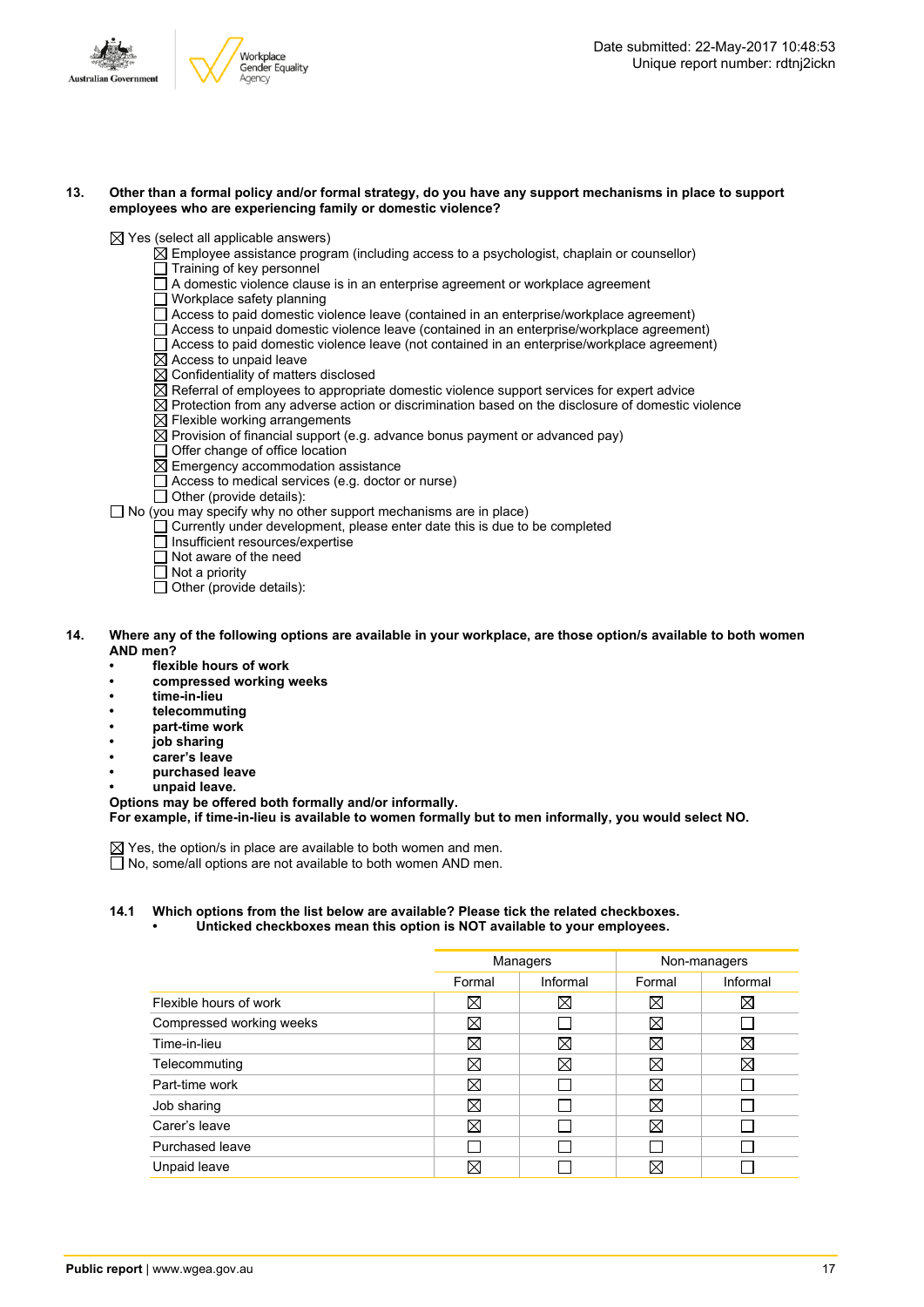**13. Other than a formal policy and/or formal strategy, do you have any support mechanisms in place to support employees who are experiencing family or domestic violence?**

☒ Yes (select all applicable answers)
- ☒ Employee assistance program (including access to a psychologist, chaplain or counsellor)
- ☐ Training of key personnel
- ☐ A domestic violence clause is in an enterprise agreement or workplace agreement
- ☐ Workplace safety planning
- ☐ Access to paid domestic violence leave (contained in an enterprise/workplace agreement)
- ☐ Access to unpaid domestic violence leave (contained in an enterprise/workplace agreement)
- ☐ Access to paid domestic violence leave (not contained in an enterprise/workplace agreement)
- ☒ Access to unpaid leave
- ☒ Confidentiality of matters disclosed
- ☒ Referral of employees to appropriate domestic violence support services for expert advice
- ☒ Protection from any adverse action or discrimination based on the disclosure of domestic violence
- ☒ Flexible working arrangements
- ☒ Provision of financial support (e.g. advance bonus payment or advanced pay)
- ☐ Offer change of office location
- ☒ Emergency accommodation assistance
- ☐ Access to medical services (e.g. doctor or nurse)
- ☐ Other (provide details):

☐ No (you may specify why no other support mechanisms are in place)
- ☐ Currently under development, please enter date this is due to be completed
- ☐ Insufficient resources/expertise
- ☐ Not aware of the need
- ☐ Not a priority
- ☐ Other (provide details):

**14. Where any of the following options are available in your workplace, are those option/s available to both women AND men?**
- **flexible hours of work**
- **compressed working weeks**
- **time-in-lieu**
- **telecommuting**
- **part-time work**
- **job sharing**
- **carer's leave**
- **purchased leave**
- **unpaid leave.**

**Options may be offered both formally and/or informally.**
**For example, if time-in-lieu is available to women formally but to men informally, you would select NO.**

☒ Yes, the option/s in place are available to both women and men.
☐ No, some/all options are not available to both women AND men.

**14.1 Which options from the list below are available? Please tick the related checkboxes.**
- **Unticked checkboxes mean this option is NOT available to your employees.**

| | Managers | | Non-managers | |
|---|---|---|---|---|
| | Formal | Informal | Formal | Informal |
| Flexible hours of work | ☒ | ☒ | ☒ | ☒ |
| Compressed working weeks | ☒ | ☐ | ☒ | ☐ |
| Time-in-lieu | ☒ | ☒ | ☒ | ☒ |
| Telecommuting | ☒ | ☒ | ☒ | ☒ |
| Part-time work | ☒ | ☐ | ☒ | ☐ |
| Job sharing | ☒ | ☐ | ☒ | ☐ |
| Carer's leave | ☒ | ☐ | ☒ | ☐ |
| Purchased leave | ☐ | ☐ | ☐ | ☐ |
| Unpaid leave | ☒ | ☐ | ☒ | ☐ |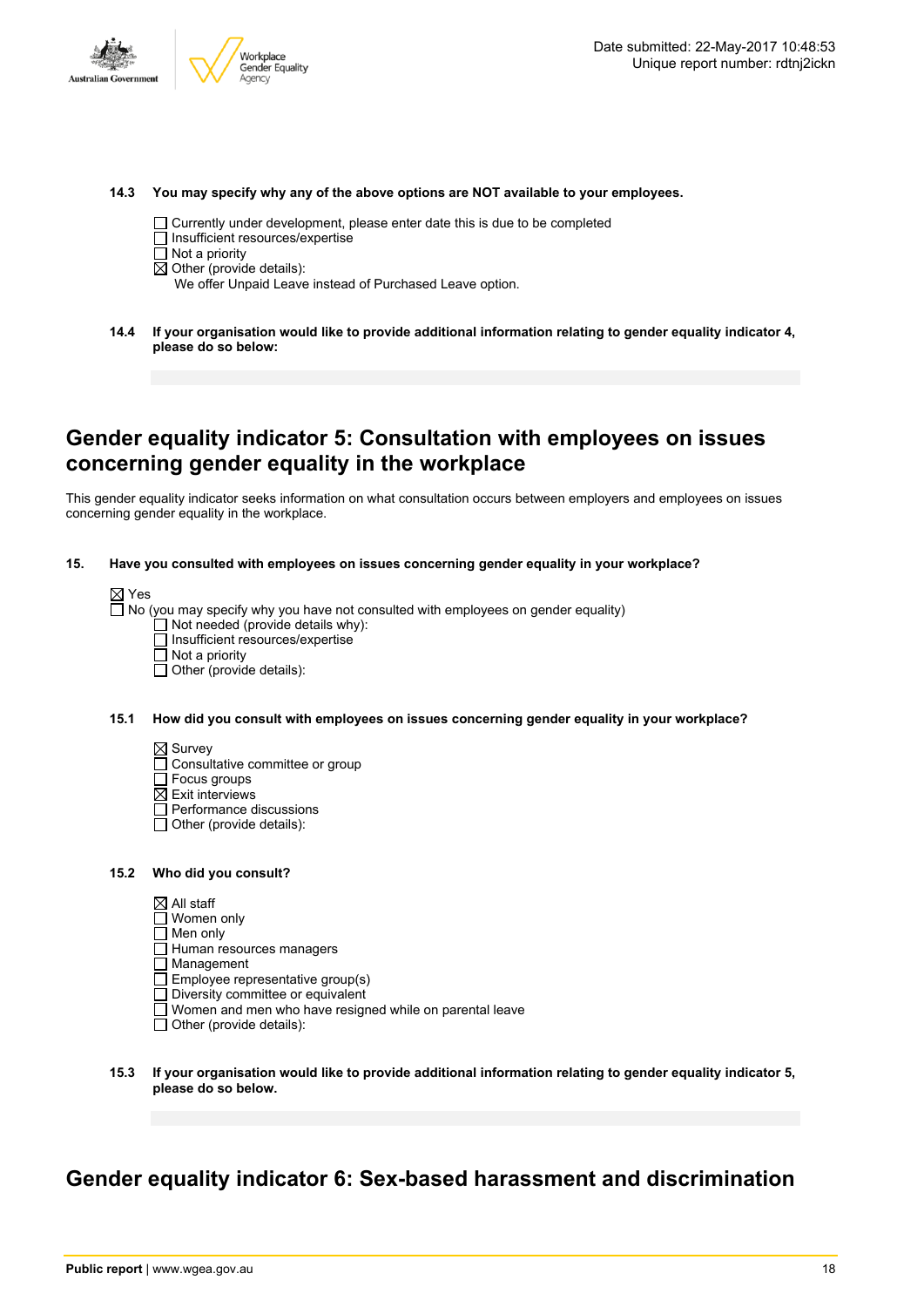**14.3 You may specify why any of the above options are NOT available to your employees.**

- ☐ Currently under development, please enter date this is due to be completed
- ☐ Insufficient resources/expertise
- ☐ Not a priority
- ☒ Other (provide details):
  We offer Unpaid Leave instead of Purchased Leave option.

**14.4 If your organisation would like to provide additional information relating to gender equality indicator 4, please do so below:**

## Gender equality indicator 5: Consultation with employees on issues concerning gender equality in the workplace

This gender equality indicator seeks information on what consultation occurs between employers and employees on issues concerning gender equality in the workplace.

**15. Have you consulted with employees on issues concerning gender equality in your workplace?**

- ☒ Yes
- ☐ No (you may specify why you have not consulted with employees on gender equality)
  - ☐ Not needed (provide details why):
  - ☐ Insufficient resources/expertise
  - ☐ Not a priority
  - ☐ Other (provide details):

**15.1 How did you consult with employees on issues concerning gender equality in your workplace?**

- ☒ Survey
- ☐ Consultative committee or group
- ☐ Focus groups
- ☒ Exit interviews
- ☐ Performance discussions
- ☐ Other (provide details):

**15.2 Who did you consult?**

- ☒ All staff
- ☐ Women only
- ☐ Men only
- ☐ Human resources managers
- ☐ Management
- ☐ Employee representative group(s)
- ☐ Diversity committee or equivalent
- ☐ Women and men who have resigned while on parental leave
- ☐ Other (provide details):

**15.3 If your organisation would like to provide additional information relating to gender equality indicator 5, please do so below.**

## Gender equality indicator 6: Sex-based harassment and discrimination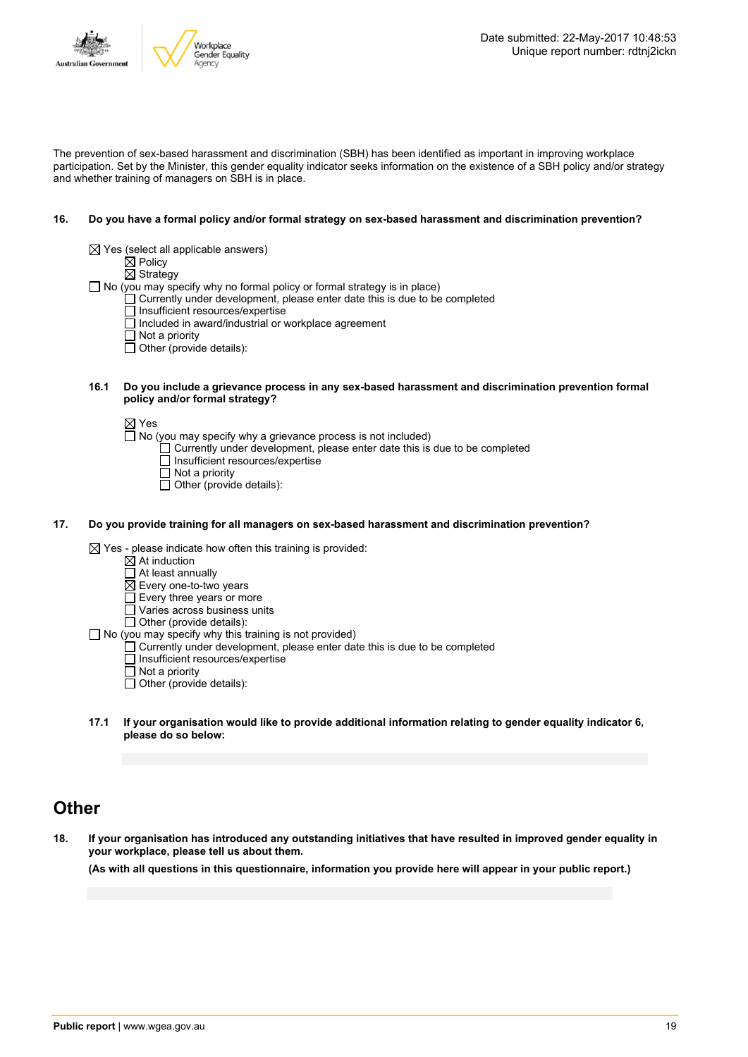The prevention of sex-based harassment and discrimination (SBH) has been identified as important in improving workplace participation. Set by the Minister, this gender equality indicator seeks information on the existence of a SBH policy and/or strategy and whether training of managers on SBH is in place.

**16. Do you have a formal policy and/or formal strategy on sex-based harassment and discrimination prevention?**

- ☒ Yes (select all applicable answers)
  - ☒ Policy
  - ☒ Strategy
- ☐ No (you may specify why no formal policy or formal strategy is in place)
  - ☐ Currently under development, please enter date this is due to be completed
  - ☐ Insufficient resources/expertise
  - ☐ Included in award/industrial or workplace agreement
  - ☐ Not a priority
  - ☐ Other (provide details):

**16.1 Do you include a grievance process in any sex-based harassment and discrimination prevention formal policy and/or formal strategy?**

- ☒ Yes
- ☐ No (you may specify why a grievance process is not included)
  - ☐ Currently under development, please enter date this is due to be completed
  - ☐ Insufficient resources/expertise
  - ☐ Not a priority
  - ☐ Other (provide details):

**17. Do you provide training for all managers on sex-based harassment and discrimination prevention?**

- ☒ Yes - please indicate how often this training is provided:
  - ☒ At induction
  - ☐ At least annually
  - ☒ Every one-to-two years
  - ☐ Every three years or more
  - ☐ Varies across business units
  - ☐ Other (provide details):
- ☐ No (you may specify why this training is not provided)
  - ☐ Currently under development, please enter date this is due to be completed
  - ☐ Insufficient resources/expertise
  - ☐ Not a priority
  - ☐ Other (provide details):

**17.1 If your organisation would like to provide additional information relating to gender equality indicator 6, please do so below:**

## Other

**18. If your organisation has introduced any outstanding initiatives that have resulted in improved gender equality in your workplace, please tell us about them.**

**(As with all questions in this questionnaire, information you provide here will appear in your public report.)**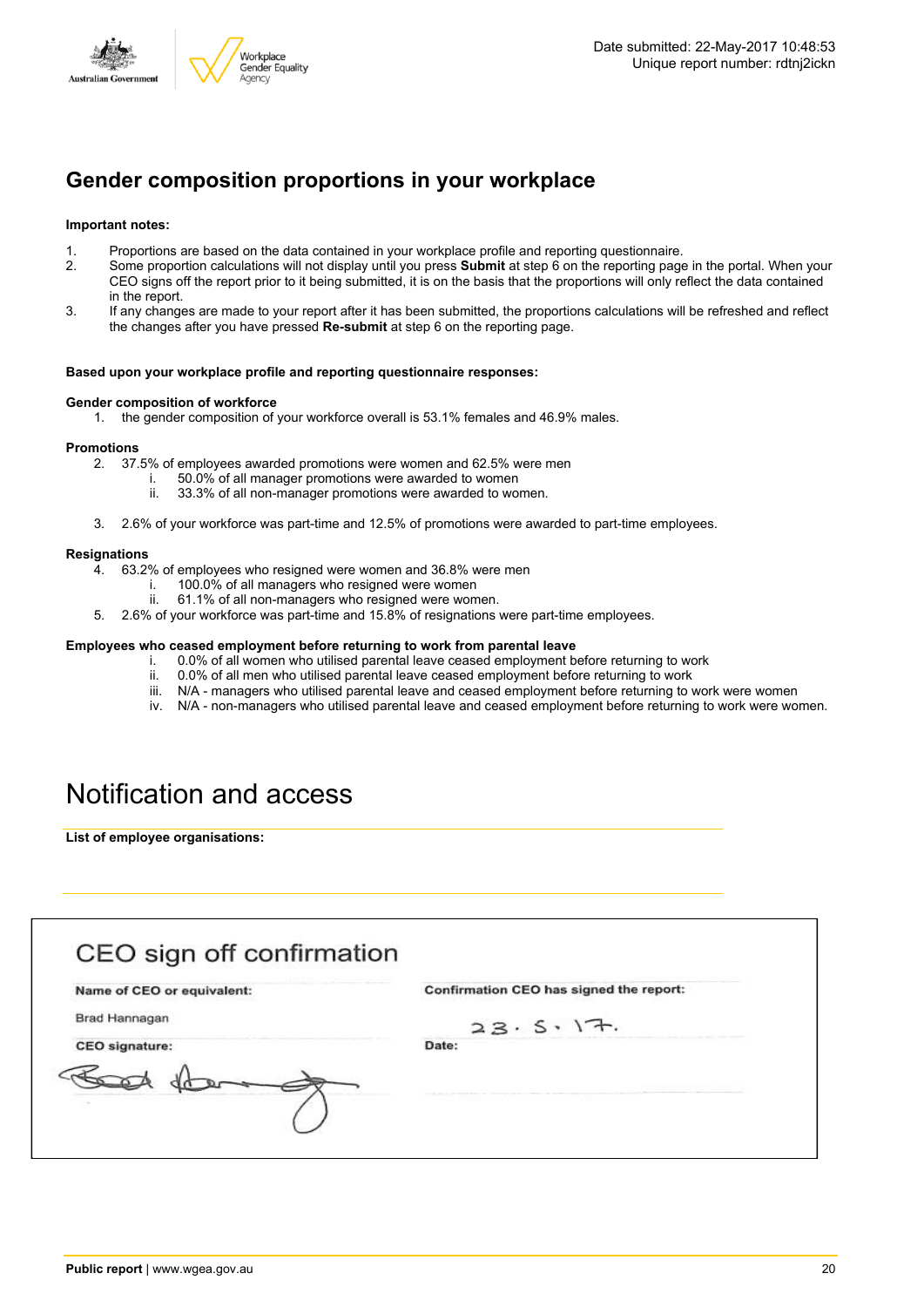Date submitted: 22-May-2017 10:48:53
Unique report number: rdtnj2ickn

## Gender composition proportions in your workplace

**Important notes:**

1. Proportions are based on the data contained in your workplace profile and reporting questionnaire.
2. Some proportion calculations will not display until you press **Submit** at step 6 on the reporting page in the portal. When your CEO signs off the report prior to it being submitted, it is on the basis that the proportions will only reflect the data contained in the report.
3. If any changes are made to your report after it has been submitted, the proportions calculations will be refreshed and reflect the changes after you have pressed **Re-submit** at step 6 on the reporting page.

**Based upon your workplace profile and reporting questionnaire responses:**

**Gender composition of workforce**

1. the gender composition of your workforce overall is 53.1% females and 46.9% males.

**Promotions**

2. 37.5% of employees awarded promotions were women and 62.5% were men
   i. 50.0% of all manager promotions were awarded to women
   ii. 33.3% of all non-manager promotions were awarded to women.

3. 2.6% of your workforce was part-time and 12.5% of promotions were awarded to part-time employees.

**Resignations**

4. 63.2% of employees who resigned were women and 36.8% were men
   i. 100.0% of all managers who resigned were women
   ii. 61.1% of all non-managers who resigned were women.
5. 2.6% of your workforce was part-time and 15.8% of resignations were part-time employees.

**Employees who ceased employment before returning to work from parental leave**

i. 0.0% of all women who utilised parental leave ceased employment before returning to work
ii. 0.0% of all men who utilised parental leave ceased employment before returning to work
iii. N/A - managers who utilised parental leave and ceased employment before returning to work were women
iv. N/A - non-managers who utilised parental leave and ceased employment before returning to work were women.

# Notification and access

**List of employee organisations:**

## CEO sign off confirmation

**Name of CEO or equivalent:**

Brad Hannagan

**CEO signature:**

**Confirmation CEO has signed the report:**

23. 5. 17.

**Date:**